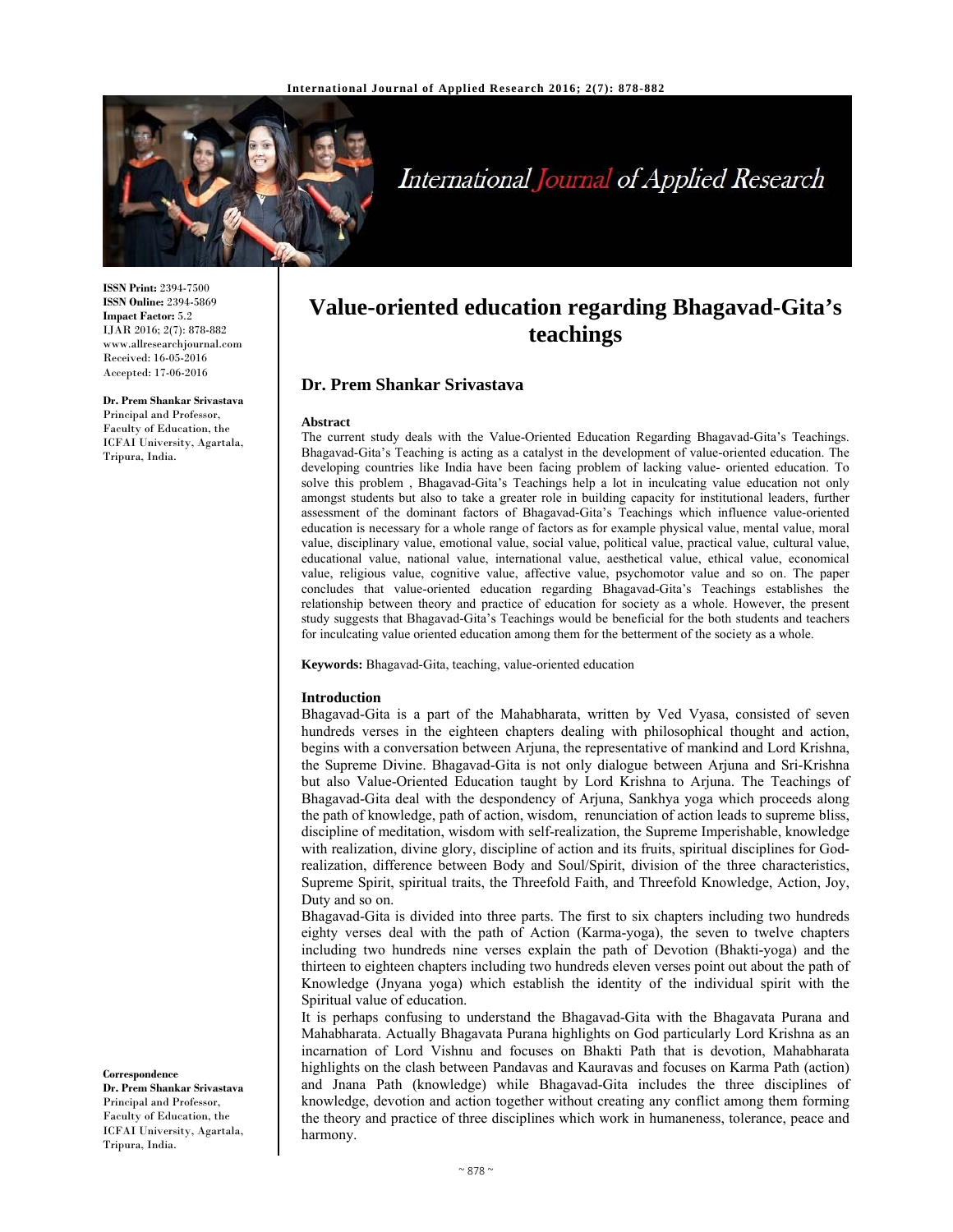**ISSN Print:** 2394-7500
**ISSN Online:** 2394-5869
**Impact Factor:** 5.2
IJAR 2016; 2(7): 878-882
www.allresearchjournal.com
Received: 16-05-2016
Accepted: 17-06-2016

**Dr. Prem Shankar Srivastava**
Principal and Professor, Faculty of Education, the ICFAI University, Agartala, Tripura, India.

**Correspondence**
**Dr. Prem Shankar Srivastava**
Principal and Professor, Faculty of Education, the ICFAI University, Agartala, Tripura, India.

# Value-oriented education regarding Bhagavad-Gita's teachings

## Dr. Prem Shankar Srivastava

### Abstract

The current study deals with the Value-Oriented Education Regarding Bhagavad-Gita's Teachings. Bhagavad-Gita's Teaching is acting as a catalyst in the development of value-oriented education. The developing countries like India have been facing problem of lacking value- oriented education. To solve this problem , Bhagavad-Gita's Teachings help a lot in inculcating value education not only amongst students but also to take a greater role in building capacity for institutional leaders, further assessment of the dominant factors of Bhagavad-Gita's Teachings which influence value-oriented education is necessary for a whole range of factors as for example physical value, mental value, moral value, disciplinary value, emotional value, social value, political value, practical value, cultural value, educational value, national value, international value, aesthetical value, ethical value, economical value, religious value, cognitive value, affective value, psychomotor value and so on. The paper concludes that value-oriented education regarding Bhagavad-Gita's Teachings establishes the relationship between theory and practice of education for society as a whole. However, the present study suggests that Bhagavad-Gita's Teachings would be beneficial for the both students and teachers for inculcating value oriented education among them for the betterment of the society as a whole.

**Keywords:** Bhagavad-Gita, teaching, value-oriented education

### Introduction

Bhagavad-Gita is a part of the Mahabharata, written by Ved Vyasa, consisted of seven hundreds verses in the eighteen chapters dealing with philosophical thought and action, begins with a conversation between Arjuna, the representative of mankind and Lord Krishna, the Supreme Divine. Bhagavad-Gita is not only dialogue between Arjuna and Sri-Krishna but also Value-Oriented Education taught by Lord Krishna to Arjuna. The Teachings of Bhagavad-Gita deal with the despondency of Arjuna, Sankhya yoga which proceeds along the path of knowledge, path of action, wisdom, renunciation of action leads to supreme bliss, discipline of meditation, wisdom with self-realization, the Supreme Imperishable, knowledge with realization, divine glory, discipline of action and its fruits, spiritual disciplines for God-realization, difference between Body and Soul/Spirit, division of the three characteristics, Supreme Spirit, spiritual traits, the Threefold Faith, and Threefold Knowledge, Action, Joy, Duty and so on.

Bhagavad-Gita is divided into three parts. The first to six chapters including two hundreds eighty verses deal with the path of Action (Karma-yoga), the seven to twelve chapters including two hundreds nine verses explain the path of Devotion (Bhakti-yoga) and the thirteen to eighteen chapters including two hundreds eleven verses point out about the path of Knowledge (Jnyana yoga) which establish the identity of the individual spirit with the Spiritual value of education.

It is perhaps confusing to understand the Bhagavad-Gita with the Bhagavata Purana and Mahabharata. Actually Bhagavata Purana highlights on God particularly Lord Krishna as an incarnation of Lord Vishnu and focuses on Bhakti Path that is devotion, Mahabharata highlights on the clash between Pandavas and Kauravas and focuses on Karma Path (action) and Jnana Path (knowledge) while Bhagavad-Gita includes the three disciplines of knowledge, devotion and action together without creating any conflict among them forming the theory and practice of three disciplines which work in humaneness, tolerance, peace and harmony.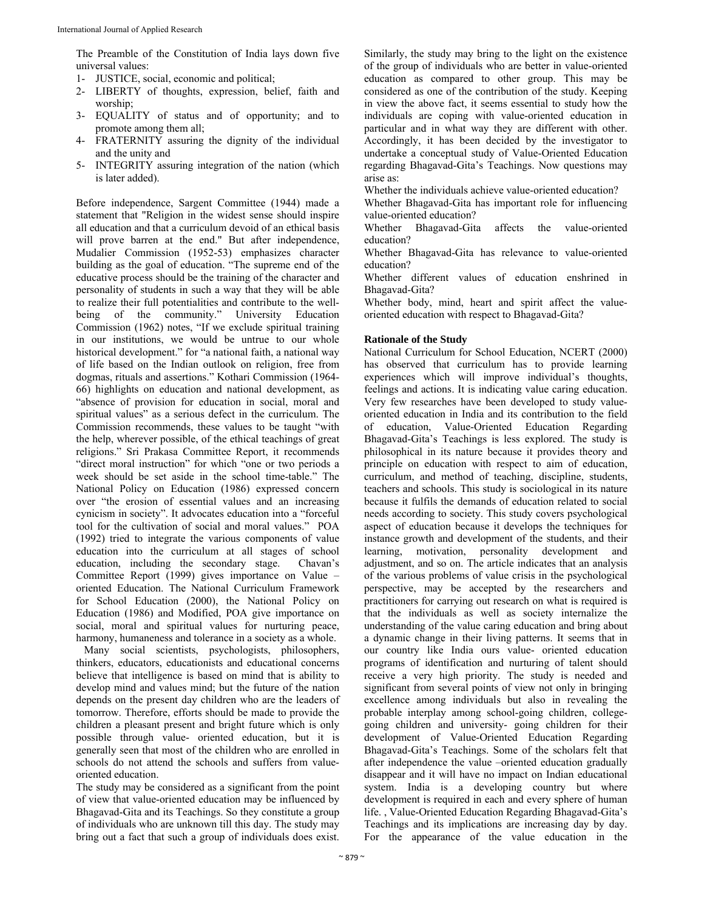The Preamble of the Constitution of India lays down five universal values:

1- JUSTICE, social, economic and political;
2- LIBERTY of thoughts, expression, belief, faith and worship;
3- EQUALITY of status and of opportunity; and to promote among them all;
4- FRATERNITY assuring the dignity of the individual and the unity and
5- INTEGRITY assuring integration of the nation (which is later added).

Before independence, Sargent Committee (1944) made a statement that "Religion in the widest sense should inspire all education and that a curriculum devoid of an ethical basis will prove barren at the end." But after independence, Mudalier Commission (1952-53) emphasizes character building as the goal of education. "The supreme end of the educative process should be the training of the character and personality of students in such a way that they will be able to realize their full potentialities and contribute to the well-being of the community." University Education Commission (1962) notes, "If we exclude spiritual training in our institutions, we would be untrue to our whole historical development." for "a national faith, a national way of life based on the Indian outlook on religion, free from dogmas, rituals and assertions." Kothari Commission (1964-66) highlights on education and national development, as "absence of provision for education in social, moral and spiritual values" as a serious defect in the curriculum. The Commission recommends, these values to be taught "with the help, wherever possible, of the ethical teachings of great religions." Sri Prakasa Committee Report, it recommends "direct moral instruction" for which "one or two periods a week should be set aside in the school time-table." The National Policy on Education (1986) expressed concern over "the erosion of essential values and an increasing cynicism in society". It advocates education into a "forceful tool for the cultivation of social and moral values." POA (1992) tried to integrate the various components of value education into the curriculum at all stages of school education, including the secondary stage. Chavan's Committee Report (1999) gives importance on Value –oriented Education. The National Curriculum Framework for School Education (2000), the National Policy on Education (1986) and Modified, POA give importance on social, moral and spiritual values for nurturing peace, harmony, humaneness and tolerance in a society as a whole.

Many social scientists, psychologists, philosophers, thinkers, educators, educationists and educational concerns believe that intelligence is based on mind that is ability to develop mind and values mind; but the future of the nation depends on the present day children who are the leaders of tomorrow. Therefore, efforts should be made to provide the children a pleasant present and bright future which is only possible through value- oriented education, but it is generally seen that most of the children who are enrolled in schools do not attend the schools and suffers from value-oriented education.

The study may be considered as a significant from the point of view that value-oriented education may be influenced by Bhagavad-Gita and its Teachings. So they constitute a group of individuals who are unknown till this day. The study may bring out a fact that such a group of individuals does exist. Similarly, the study may bring to the light on the existence of the group of individuals who are better in value-oriented education as compared to other group. This may be considered as one of the contribution of the study. Keeping in view the above fact, it seems essential to study how the individuals are coping with value-oriented education in particular and in what way they are different with other. Accordingly, it has been decided by the investigator to undertake a conceptual study of Value-Oriented Education regarding Bhagavad-Gita's Teachings. Now questions may arise as:

Whether the individuals achieve value-oriented education?

Whether Bhagavad-Gita has important role for influencing value-oriented education?

Whether Bhagavad-Gita affects the value-oriented education?

Whether Bhagavad-Gita has relevance to value-oriented education?

Whether different values of education enshrined in Bhagavad-Gita?

Whether body, mind, heart and spirit affect the value-oriented education with respect to Bhagavad-Gita?

### Rationale of the Study

National Curriculum for School Education, NCERT (2000) has observed that curriculum has to provide learning experiences which will improve individual's thoughts, feelings and actions. It is indicating value caring education. Very few researches have been developed to study value-oriented education in India and its contribution to the field of education, Value-Oriented Education Regarding Bhagavad-Gita's Teachings is less explored. The study is philosophical in its nature because it provides theory and principle on education with respect to aim of education, curriculum, and method of teaching, discipline, students, teachers and schools. This study is sociological in its nature because it fulfils the demands of education related to social needs according to society. This study covers psychological aspect of education because it develops the techniques for instance growth and development of the students, and their learning, motivation, personality development and adjustment, and so on. The article indicates that an analysis of the various problems of value crisis in the psychological perspective, may be accepted by the researchers and practitioners for carrying out research on what is required is that the individuals as well as society internalize the understanding of the value caring education and bring about a dynamic change in their living patterns. It seems that in our country like India ours value- oriented education programs of identification and nurturing of talent should receive a very high priority. The study is needed and significant from several points of view not only in bringing excellence among individuals but also in revealing the probable interplay among school-going children, college-going children and university- going children for their development of Value-Oriented Education Regarding Bhagavad-Gita's Teachings. Some of the scholars felt that after independence the value –oriented education gradually disappear and it will have no impact on Indian educational system. India is a developing country but where development is required in each and every sphere of human life. , Value-Oriented Education Regarding Bhagavad-Gita's Teachings and its implications are increasing day by day. For the appearance of the value education in the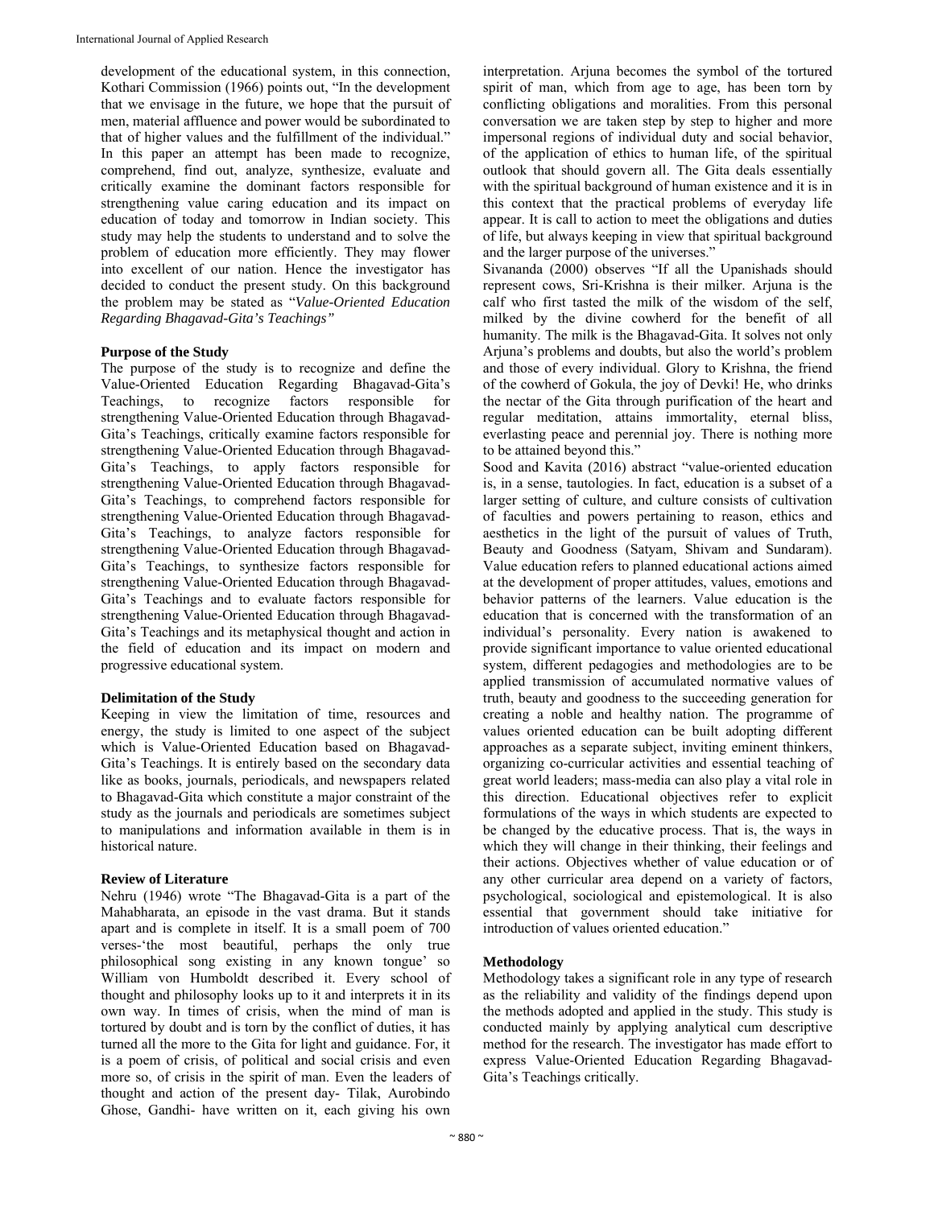development of the educational system, in this connection, Kothari Commission (1966) points out, "In the development that we envisage in the future, we hope that the pursuit of men, material affluence and power would be subordinated to that of higher values and the fulfillment of the individual." In this paper an attempt has been made to recognize, comprehend, find out, analyze, synthesize, evaluate and critically examine the dominant factors responsible for strengthening value caring education and its impact on education of today and tomorrow in Indian society. This study may help the students to understand and to solve the problem of education more efficiently. They may flower into excellent of our nation. Hence the investigator has decided to conduct the present study. On this background the problem may be stated as "*Value-Oriented Education Regarding Bhagavad-Gita's Teachings"*

**Purpose of the Study**

The purpose of the study is to recognize and define the Value-Oriented Education Regarding Bhagavad-Gita's Teachings, to recognize factors responsible for strengthening Value-Oriented Education through Bhagavad-Gita's Teachings, critically examine factors responsible for strengthening Value-Oriented Education through Bhagavad-Gita's Teachings, to apply factors responsible for strengthening Value-Oriented Education through Bhagavad-Gita's Teachings, to comprehend factors responsible for strengthening Value-Oriented Education through Bhagavad-Gita's Teachings, to analyze factors responsible for strengthening Value-Oriented Education through Bhagavad-Gita's Teachings, to synthesize factors responsible for strengthening Value-Oriented Education through Bhagavad-Gita's Teachings and to evaluate factors responsible for strengthening Value-Oriented Education through Bhagavad-Gita's Teachings and its metaphysical thought and action in the field of education and its impact on modern and progressive educational system.

**Delimitation of the Study**

Keeping in view the limitation of time, resources and energy, the study is limited to one aspect of the subject which is Value-Oriented Education based on Bhagavad-Gita's Teachings. It is entirely based on the secondary data like as books, journals, periodicals, and newspapers related to Bhagavad-Gita which constitute a major constraint of the study as the journals and periodicals are sometimes subject to manipulations and information available in them is in historical nature.

**Review of Literature**

Nehru (1946) wrote "The Bhagavad-Gita is a part of the Mahabharata, an episode in the vast drama. But it stands apart and is complete in itself. It is a small poem of 700 verses-'the most beautiful, perhaps the only true philosophical song existing in any known tongue' so William von Humboldt described it. Every school of thought and philosophy looks up to it and interprets it in its own way. In times of crisis, when the mind of man is tortured by doubt and is torn by the conflict of duties, it has turned all the more to the Gita for light and guidance. For, it is a poem of crisis, of political and social crisis and even more so, of crisis in the spirit of man. Even the leaders of thought and action of the present day- Tilak, Aurobindo Ghose, Gandhi- have written on it, each giving his own interpretation. Arjuna becomes the symbol of the tortured spirit of man, which from age to age, has been torn by conflicting obligations and moralities. From this personal conversation we are taken step by step to higher and more impersonal regions of individual duty and social behavior, of the application of ethics to human life, of the spiritual outlook that should govern all. The Gita deals essentially with the spiritual background of human existence and it is in this context that the practical problems of everyday life appear. It is call to action to meet the obligations and duties of life, but always keeping in view that spiritual background and the larger purpose of the universes."

Sivananda (2000) observes "If all the Upanishads should represent cows, Sri-Krishna is their milker. Arjuna is the calf who first tasted the milk of the wisdom of the self, milked by the divine cowherd for the benefit of all humanity. The milk is the Bhagavad-Gita. It solves not only Arjuna's problems and doubts, but also the world's problem and those of every individual. Glory to Krishna, the friend of the cowherd of Gokula, the joy of Devki! He, who drinks the nectar of the Gita through purification of the heart and regular meditation, attains immortality, eternal bliss, everlasting peace and perennial joy. There is nothing more to be attained beyond this."

Sood and Kavita (2016) abstract "value-oriented education is, in a sense, tautologies. In fact, education is a subset of a larger setting of culture, and culture consists of cultivation of faculties and powers pertaining to reason, ethics and aesthetics in the light of the pursuit of values of Truth, Beauty and Goodness (Satyam, Shivam and Sundaram). Value education refers to planned educational actions aimed at the development of proper attitudes, values, emotions and behavior patterns of the learners. Value education is the education that is concerned with the transformation of an individual's personality. Every nation is awakened to provide significant importance to value oriented educational system, different pedagogies and methodologies are to be applied transmission of accumulated normative values of truth, beauty and goodness to the succeeding generation for creating a noble and healthy nation. The programme of values oriented education can be built adopting different approaches as a separate subject, inviting eminent thinkers, organizing co-curricular activities and essential teaching of great world leaders; mass-media can also play a vital role in this direction. Educational objectives refer to explicit formulations of the ways in which students are expected to be changed by the educative process. That is, the ways in which they will change in their thinking, their feelings and their actions. Objectives whether of value education or of any other curricular area depend on a variety of factors, psychological, sociological and epistemological. It is also essential that government should take initiative for introduction of values oriented education."

**Methodology**

Methodology takes a significant role in any type of research as the reliability and validity of the findings depend upon the methods adopted and applied in the study. This study is conducted mainly by applying analytical cum descriptive method for the research. The investigator has made effort to express Value-Oriented Education Regarding Bhagavad-Gita's Teachings critically.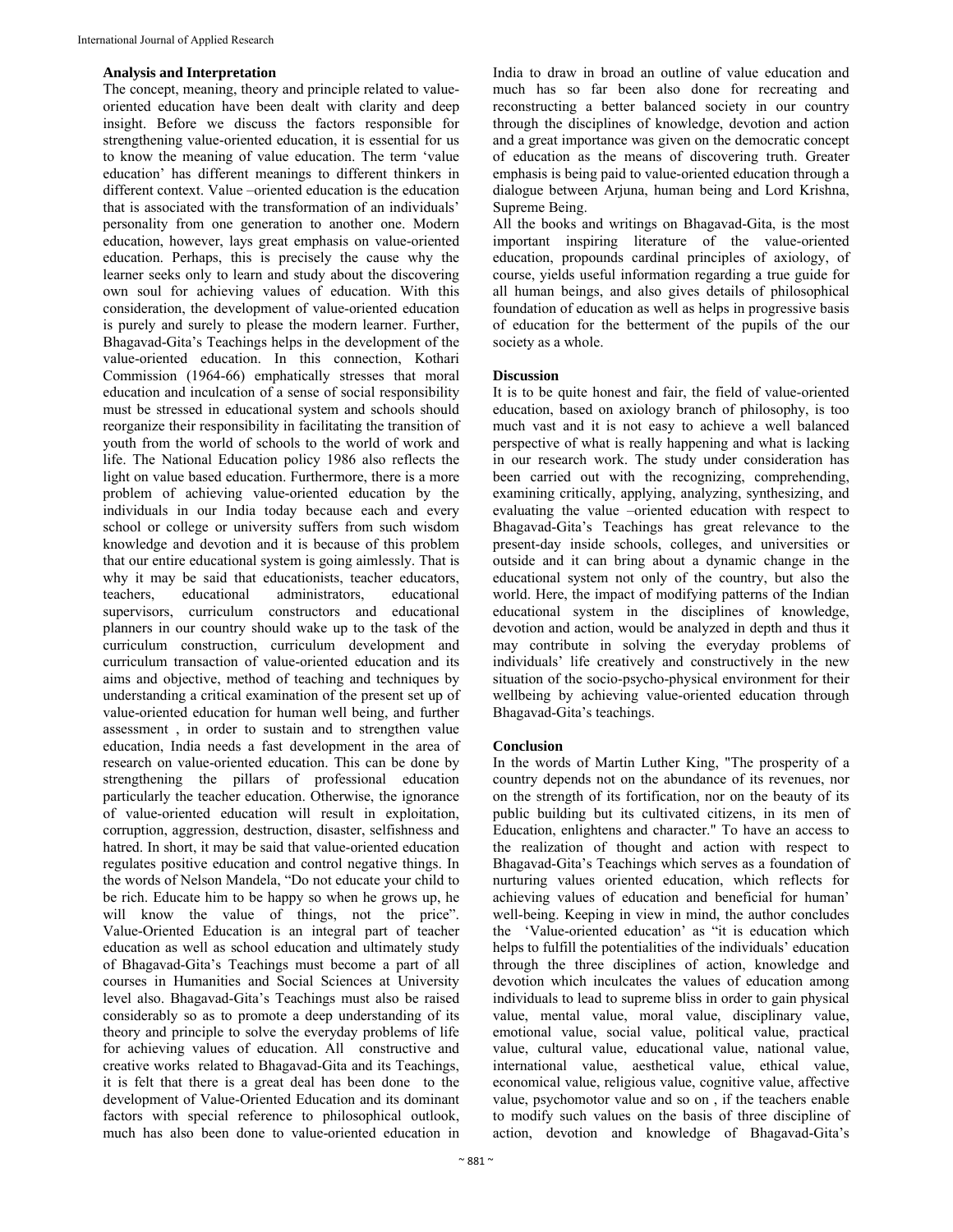### Analysis and Interpretation

The concept, meaning, theory and principle related to value-oriented education have been dealt with clarity and deep insight. Before we discuss the factors responsible for strengthening value-oriented education, it is essential for us to know the meaning of value education. The term 'value education' has different meanings to different thinkers in different context. Value –oriented education is the education that is associated with the transformation of an individuals' personality from one generation to another one. Modern education, however, lays great emphasis on value-oriented education. Perhaps, this is precisely the cause why the learner seeks only to learn and study about the discovering own soul for achieving values of education. With this consideration, the development of value-oriented education is purely and surely to please the modern learner. Further, Bhagavad-Gita's Teachings helps in the development of the value-oriented education. In this connection, Kothari Commission (1964-66) emphatically stresses that moral education and inculcation of a sense of social responsibility must be stressed in educational system and schools should reorganize their responsibility in facilitating the transition of youth from the world of schools to the world of work and life. The National Education policy 1986 also reflects the light on value based education. Furthermore, there is a more problem of achieving value-oriented education by the individuals in our India today because each and every school or college or university suffers from such wisdom knowledge and devotion and it is because of this problem that our entire educational system is going aimlessly. That is why it may be said that educationists, teacher educators, teachers, educational administrators, educational supervisors, curriculum constructors and educational planners in our country should wake up to the task of the curriculum construction, curriculum development and curriculum transaction of value-oriented education and its aims and objective, method of teaching and techniques by understanding a critical examination of the present set up of value-oriented education for human well being, and further assessment , in order to sustain and to strengthen value education, India needs a fast development in the area of research on value-oriented education. This can be done by strengthening the pillars of professional education particularly the teacher education. Otherwise, the ignorance of value-oriented education will result in exploitation, corruption, aggression, destruction, disaster, selfishness and hatred. In short, it may be said that value-oriented education regulates positive education and control negative things. In the words of Nelson Mandela, "Do not educate your child to be rich. Educate him to be happy so when he grows up, he will know the value of things, not the price". Value-Oriented Education is an integral part of teacher education as well as school education and ultimately study of Bhagavad-Gita's Teachings must become a part of all courses in Humanities and Social Sciences at University level also. Bhagavad-Gita's Teachings must also be raised considerably so as to promote a deep understanding of its theory and principle to solve the everyday problems of life for achieving values of education. All constructive and creative works related to Bhagavad-Gita and its Teachings, it is felt that there is a great deal has been done to the development of Value-Oriented Education and its dominant factors with special reference to philosophical outlook, much has also been done to value-oriented education in India to draw in broad an outline of value education and much has so far been also done for recreating and reconstructing a better balanced society in our country through the disciplines of knowledge, devotion and action and a great importance was given on the democratic concept of education as the means of discovering truth. Greater emphasis is being paid to value-oriented education through a dialogue between Arjuna, human being and Lord Krishna, Supreme Being.

All the books and writings on Bhagavad-Gita, is the most important inspiring literature of the value-oriented education, propounds cardinal principles of axiology, of course, yields useful information regarding a true guide for all human beings, and also gives details of philosophical foundation of education as well as helps in progressive basis of education for the betterment of the pupils of the our society as a whole.

### Discussion

It is to be quite honest and fair, the field of value-oriented education, based on axiology branch of philosophy, is too much vast and it is not easy to achieve a well balanced perspective of what is really happening and what is lacking in our research work. The study under consideration has been carried out with the recognizing, comprehending, examining critically, applying, analyzing, synthesizing, and evaluating the value –oriented education with respect to Bhagavad-Gita's Teachings has great relevance to the present-day inside schools, colleges, and universities or outside and it can bring about a dynamic change in the educational system not only of the country, but also the world. Here, the impact of modifying patterns of the Indian educational system in the disciplines of knowledge, devotion and action, would be analyzed in depth and thus it may contribute in solving the everyday problems of individuals' life creatively and constructively in the new situation of the socio-psycho-physical environment for their wellbeing by achieving value-oriented education through Bhagavad-Gita's teachings.

### Conclusion

In the words of Martin Luther King, "The prosperity of a country depends not on the abundance of its revenues, nor on the strength of its fortification, nor on the beauty of its public building but its cultivated citizens, in its men of Education, enlightens and character." To have an access to the realization of thought and action with respect to Bhagavad-Gita's Teachings which serves as a foundation of nurturing values oriented education, which reflects for achieving values of education and beneficial for human' well-being. Keeping in view in mind, the author concludes the 'Value-oriented education' as "it is education which helps to fulfill the potentialities of the individuals' education through the three disciplines of action, knowledge and devotion which inculcates the values of education among individuals to lead to supreme bliss in order to gain physical value, mental value, moral value, disciplinary value, emotional value, social value, political value, practical value, cultural value, educational value, national value, international value, aesthetical value, ethical value, economical value, religious value, cognitive value, affective value, psychomotor value and so on , if the teachers enable to modify such values on the basis of three discipline of action, devotion and knowledge of Bhagavad-Gita's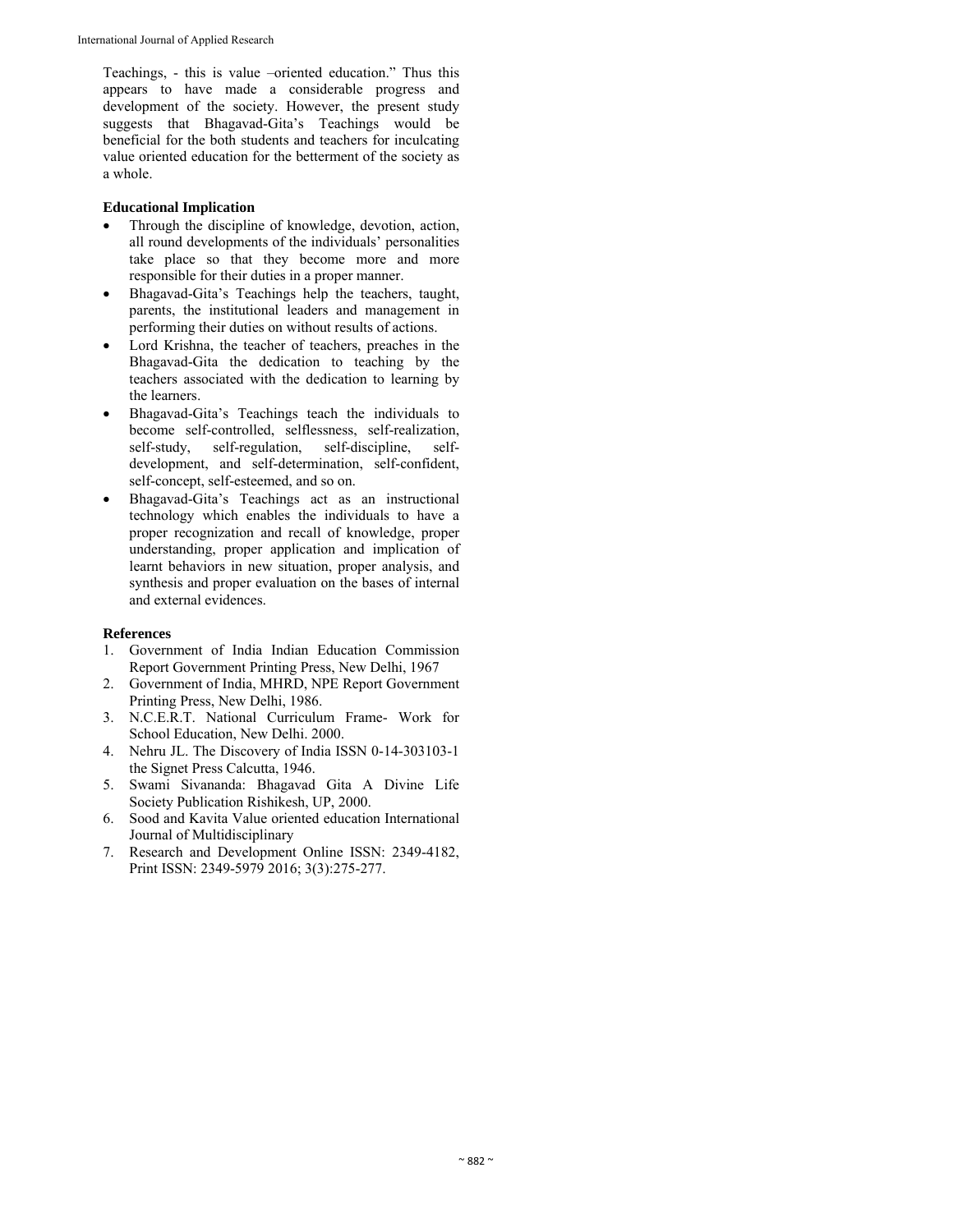Teachings, - this is value –oriented education." Thus this appears to have made a considerable progress and development of the society. However, the present study suggests that Bhagavad-Gita's Teachings would be beneficial for the both students and teachers for inculcating value oriented education for the betterment of the society as a whole.

**Educational Implication**

- Through the discipline of knowledge, devotion, action, all round developments of the individuals' personalities take place so that they become more and more responsible for their duties in a proper manner.
- Bhagavad-Gita's Teachings help the teachers, taught, parents, the institutional leaders and management in performing their duties on without results of actions.
- Lord Krishna, the teacher of teachers, preaches in the Bhagavad-Gita the dedication to teaching by the teachers associated with the dedication to learning by the learners.
- Bhagavad-Gita's Teachings teach the individuals to become self-controlled, selflessness, self-realization, self-study, self-regulation, self-discipline, self-development, and self-determination, self-confident, self-concept, self-esteemed, and so on.
- Bhagavad-Gita's Teachings act as an instructional technology which enables the individuals to have a proper recognization and recall of knowledge, proper understanding, proper application and implication of learnt behaviors in new situation, proper analysis, and synthesis and proper evaluation on the bases of internal and external evidences.

**References**

1. Government of India Indian Education Commission Report Government Printing Press, New Delhi, 1967
2. Government of India, MHRD, NPE Report Government Printing Press, New Delhi, 1986.
3. N.C.E.R.T. National Curriculum Frame- Work for School Education, New Delhi. 2000.
4. Nehru JL. The Discovery of India ISSN 0-14-303103-1 the Signet Press Calcutta, 1946.
5. Swami Sivananda: Bhagavad Gita A Divine Life Society Publication Rishikesh, UP, 2000.
6. Sood and Kavita Value oriented education International Journal of Multidisciplinary
7. Research and Development Online ISSN: 2349-4182, Print ISSN: 2349-5979 2016; 3(3):275-277.